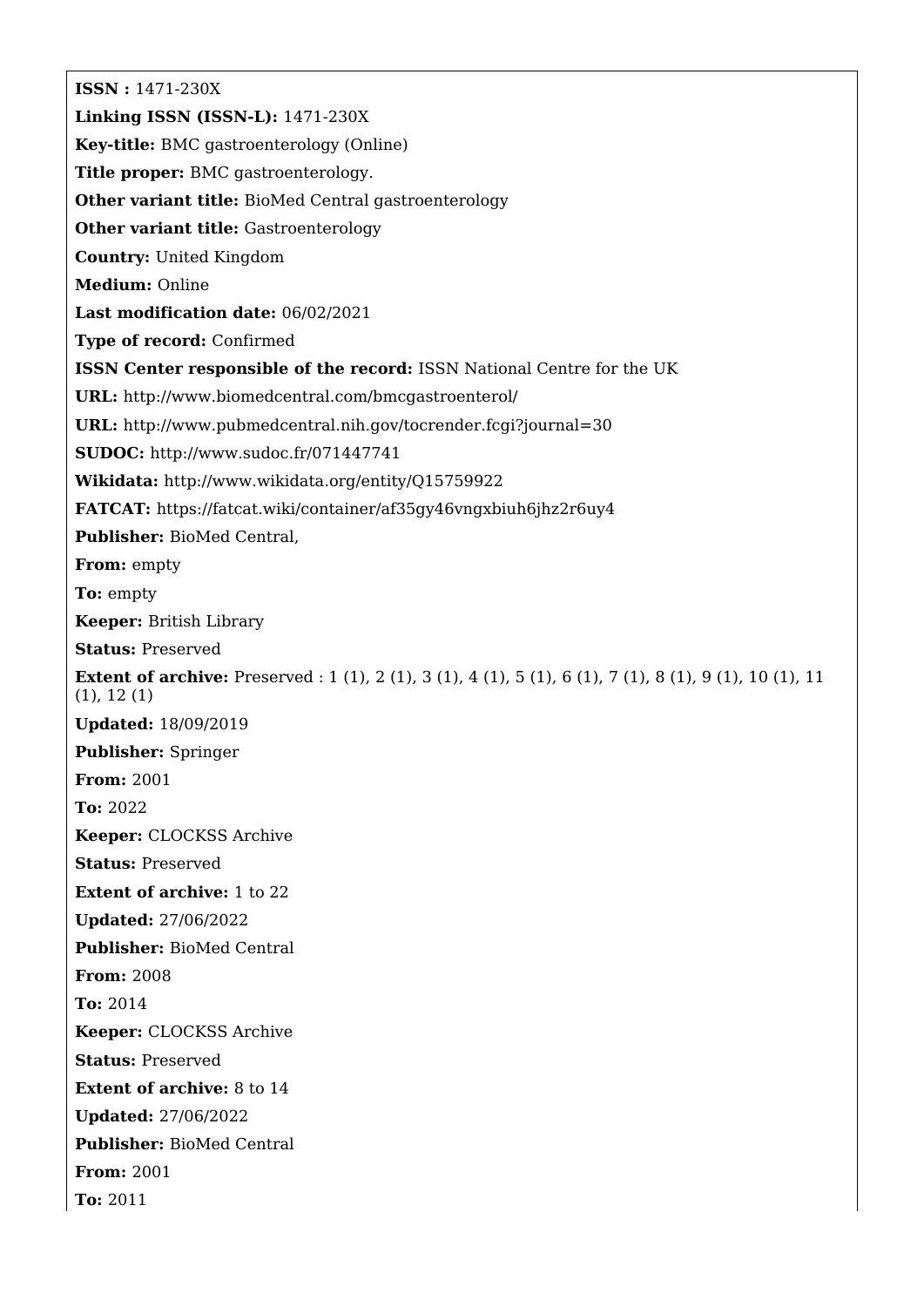**ISSN :** 1471-230X

**Linking ISSN (ISSN-L):** 1471-230X

**Key-title:** BMC gastroenterology (Online)

**Title proper:** BMC gastroenterology.

**Other variant title:** BioMed Central gastroenterology

**Other variant title:** Gastroenterology

**Country:** United Kingdom

**Medium:** Online

**Last modification date:** 06/02/2021

**Type of record:** Confirmed

**ISSN Center responsible of the record:** ISSN National Centre for the UK

**URL:** http://www.biomedcentral.com/bmcgastroenterol/

**URL:** http://www.pubmedcentral.nih.gov/tocrender.fcgi?journal=30

**SUDOC:** http://www.sudoc.fr/071447741

**Wikidata:** http://www.wikidata.org/entity/Q15759922

**FATCAT:** https://fatcat.wiki/container/af35gy46vngxbiuh6jhz2r6uy4

**Publisher:** BioMed Central,

**From:** empty

**To:** empty

**Keeper:** British Library

**Status:** Preserved

**Extent of archive:** Preserved : 1 (1), 2 (1), 3 (1), 4 (1), 5 (1), 6 (1), 7 (1), 8 (1), 9 (1), 10 (1), 11 (1), 12 (1)

**Updated:** 18/09/2019

**Publisher:** Springer

**From:** 2001

**To:** 2022

**Keeper:** CLOCKSS Archive

**Status:** Preserved

**Extent of archive:** 1 to 22

**Updated:** 27/06/2022

**Publisher:** BioMed Central

**From:** 2008

**To:** 2014

**Keeper:** CLOCKSS Archive

**Status:** Preserved

**Extent of archive:** 8 to 14

**Updated:** 27/06/2022

**Publisher:** BioMed Central

**From:** 2001

**To:** 2011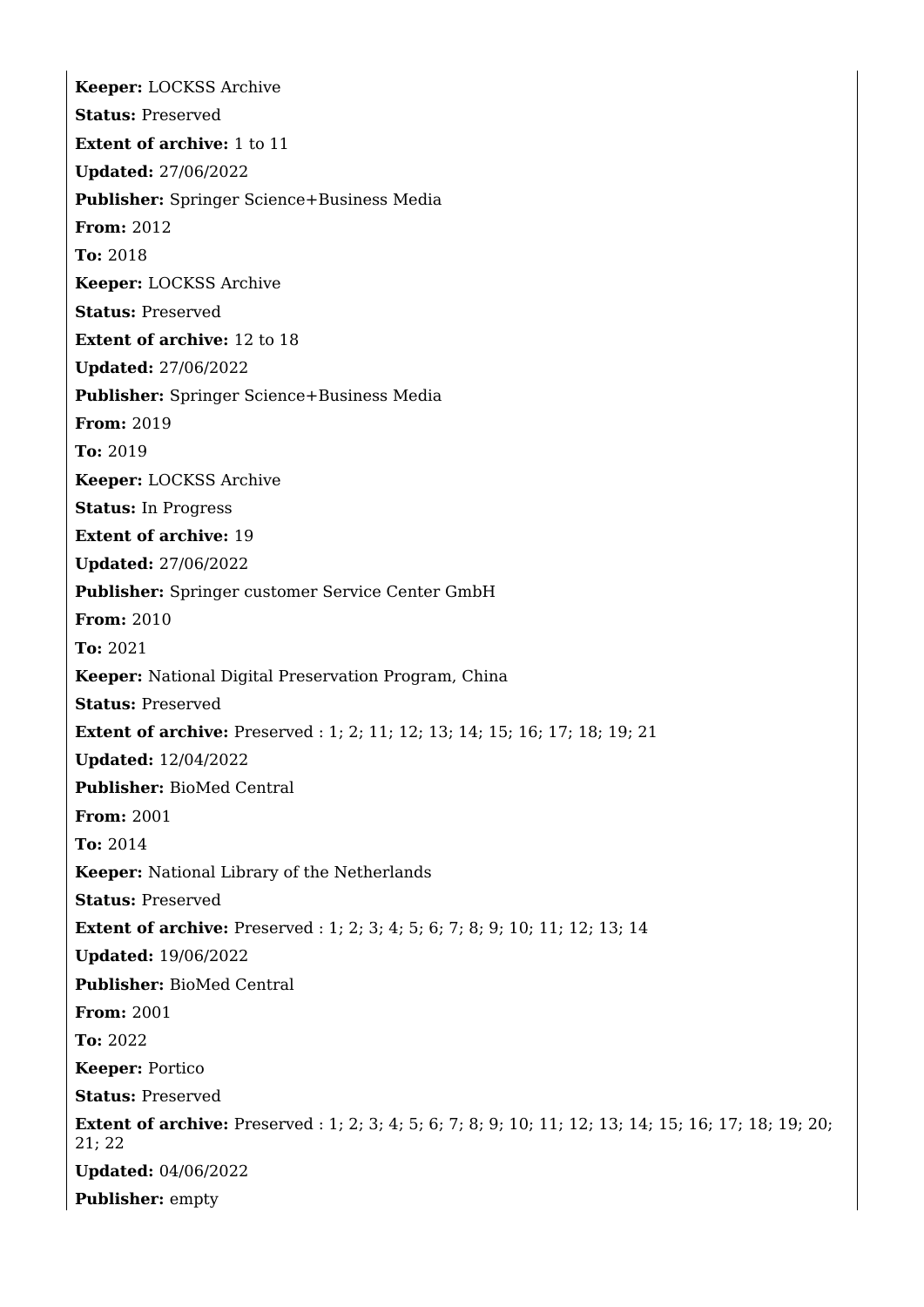**Keeper:** LOCKSS Archive

**Status:** Preserved

**Extent of archive:** 1 to 11

**Updated:** 27/06/2022

**Publisher:** Springer Science+Business Media

**From:** 2012

**To:** 2018

**Keeper:** LOCKSS Archive

**Status:** Preserved

**Extent of archive:** 12 to 18

**Updated:** 27/06/2022

**Publisher:** Springer Science+Business Media

**From:** 2019

**To:** 2019

**Keeper:** LOCKSS Archive

**Status:** In Progress

**Extent of archive:** 19

**Updated:** 27/06/2022

**Publisher:** Springer customer Service Center GmbH

**From:** 2010

**To:** 2021

**Keeper:** National Digital Preservation Program, China

**Status:** Preserved

**Extent of archive:** Preserved : 1; 2; 11; 12; 13; 14; 15; 16; 17; 18; 19; 21

**Updated:** 12/04/2022

**Publisher:** BioMed Central

**From:** 2001

**To:** 2014

**Keeper:** National Library of the Netherlands

**Status:** Preserved

**Extent of archive:** Preserved : 1; 2; 3; 4; 5; 6; 7; 8; 9; 10; 11; 12; 13; 14

**Updated:** 19/06/2022

**Publisher:** BioMed Central

**From:** 2001

**To:** 2022

**Keeper:** Portico

**Status:** Preserved

**Extent of archive:** Preserved : 1; 2; 3; 4; 5; 6; 7; 8; 9; 10; 11; 12; 13; 14; 15; 16; 17; 18; 19; 20; 21; 22

**Updated:** 04/06/2022

**Publisher:** empty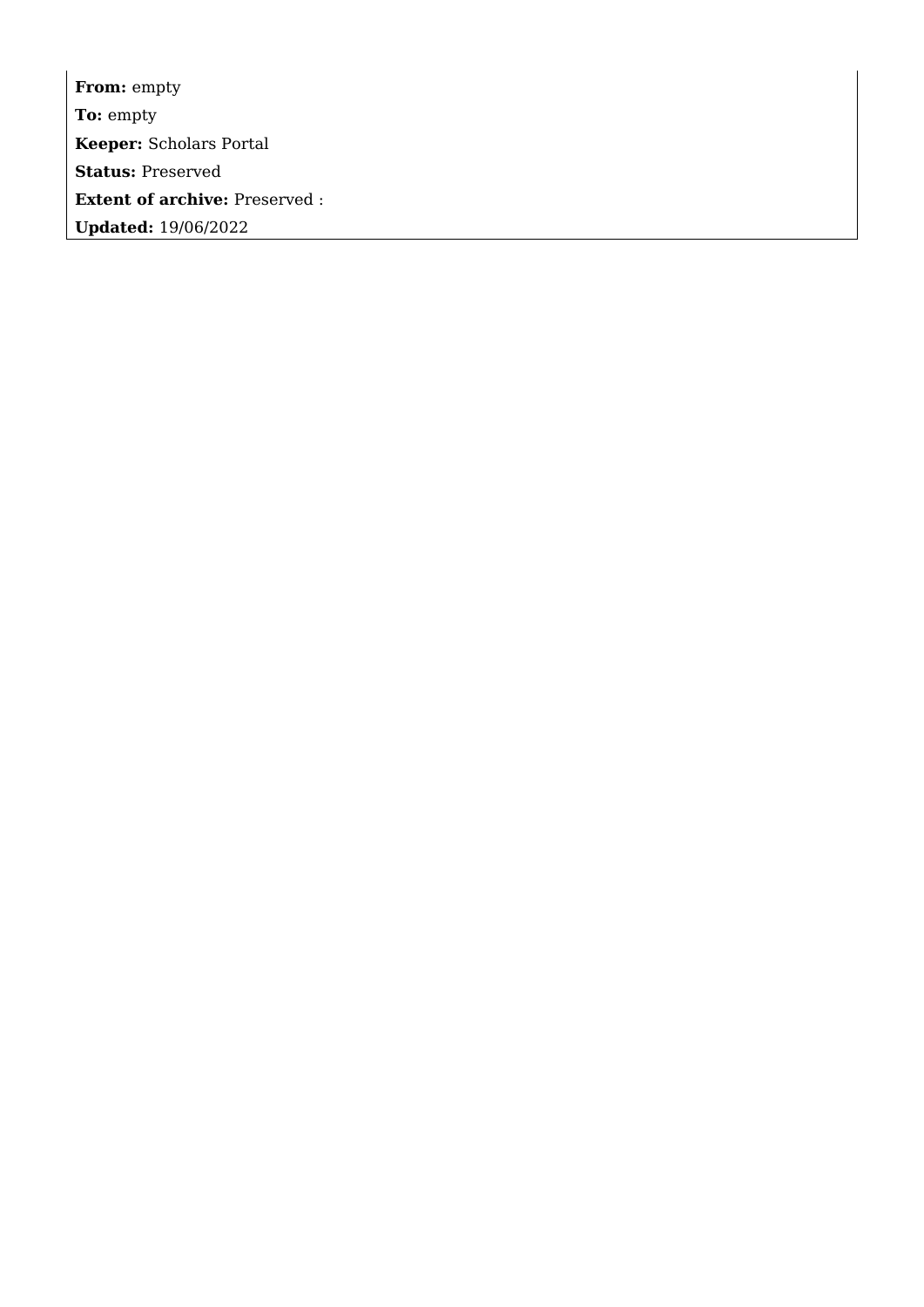**From:** empty

**To:** empty

**Keeper:** Scholars Portal

**Status:** Preserved

**Extent of archive:** Preserved :

**Updated:** 19/06/2022